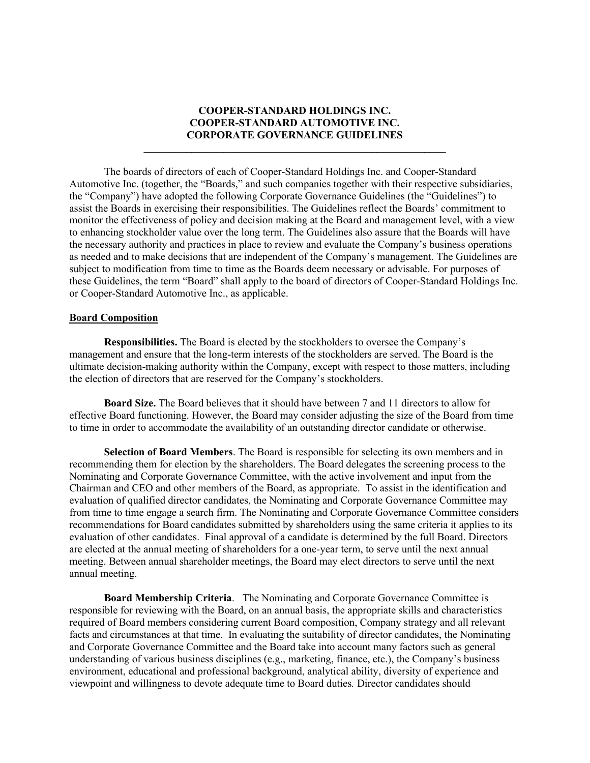# COOPER-STANDARD HOLDINGS INC.
# COOPER-STANDARD AUTOMOTIVE INC.
# CORPORATE GOVERNANCE GUIDELINES

---

The boards of directors of each of Cooper-Standard Holdings Inc. and Cooper-Standard Automotive Inc. (together, the "Boards," and such companies together with their respective subsidiaries, the "Company") have adopted the following Corporate Governance Guidelines (the "Guidelines") to assist the Boards in exercising their responsibilities. The Guidelines reflect the Boards' commitment to monitor the effectiveness of policy and decision making at the Board and management level, with a view to enhancing stockholder value over the long term. The Guidelines also assure that the Boards will have the necessary authority and practices in place to review and evaluate the Company's business operations as needed and to make decisions that are independent of the Company's management. The Guidelines are subject to modification from time to time as the Boards deem necessary or advisable. For purposes of these Guidelines, the term "Board" shall apply to the board of directors of Cooper-Standard Holdings Inc. or Cooper-Standard Automotive Inc., as applicable.

## Board Composition

**Responsibilities.** The Board is elected by the stockholders to oversee the Company's management and ensure that the long-term interests of the stockholders are served. The Board is the ultimate decision-making authority within the Company, except with respect to those matters, including the election of directors that are reserved for the Company's stockholders.

**Board Size.** The Board believes that it should have between 7 and 11 directors to allow for effective Board functioning. However, the Board may consider adjusting the size of the Board from time to time in order to accommodate the availability of an outstanding director candidate or otherwise.

**Selection of Board Members**. The Board is responsible for selecting its own members and in recommending them for election by the shareholders. The Board delegates the screening process to the Nominating and Corporate Governance Committee, with the active involvement and input from the Chairman and CEO and other members of the Board, as appropriate. To assist in the identification and evaluation of qualified director candidates, the Nominating and Corporate Governance Committee may from time to time engage a search firm. The Nominating and Corporate Governance Committee considers recommendations for Board candidates submitted by shareholders using the same criteria it applies to its evaluation of other candidates. Final approval of a candidate is determined by the full Board. Directors are elected at the annual meeting of shareholders for a one-year term, to serve until the next annual meeting. Between annual shareholder meetings, the Board may elect directors to serve until the next annual meeting.

**Board Membership Criteria**. The Nominating and Corporate Governance Committee is responsible for reviewing with the Board, on an annual basis, the appropriate skills and characteristics required of Board members considering current Board composition, Company strategy and all relevant facts and circumstances at that time. In evaluating the suitability of director candidates, the Nominating and Corporate Governance Committee and the Board take into account many factors such as general understanding of various business disciplines (e.g., marketing, finance, etc.), the Company's business environment, educational and professional background, analytical ability, diversity of experience and viewpoint and willingness to devote adequate time to Board duties. Director candidates should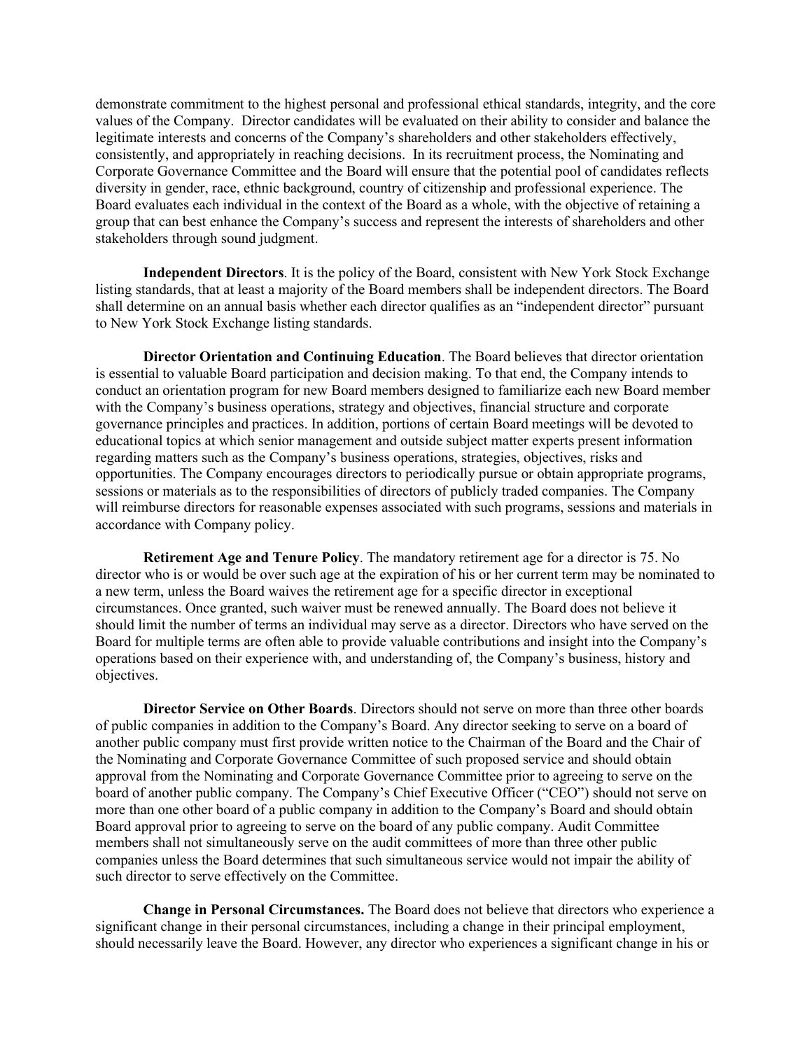demonstrate commitment to the highest personal and professional ethical standards, integrity, and the core values of the Company. Director candidates will be evaluated on their ability to consider and balance the legitimate interests and concerns of the Company's shareholders and other stakeholders effectively, consistently, and appropriately in reaching decisions. In its recruitment process, the Nominating and Corporate Governance Committee and the Board will ensure that the potential pool of candidates reflects diversity in gender, race, ethnic background, country of citizenship and professional experience. The Board evaluates each individual in the context of the Board as a whole, with the objective of retaining a group that can best enhance the Company's success and represent the interests of shareholders and other stakeholders through sound judgment.

**Independent Directors**. It is the policy of the Board, consistent with New York Stock Exchange listing standards, that at least a majority of the Board members shall be independent directors. The Board shall determine on an annual basis whether each director qualifies as an "independent director" pursuant to New York Stock Exchange listing standards.

**Director Orientation and Continuing Education**. The Board believes that director orientation is essential to valuable Board participation and decision making. To that end, the Company intends to conduct an orientation program for new Board members designed to familiarize each new Board member with the Company's business operations, strategy and objectives, financial structure and corporate governance principles and practices. In addition, portions of certain Board meetings will be devoted to educational topics at which senior management and outside subject matter experts present information regarding matters such as the Company's business operations, strategies, objectives, risks and opportunities. The Company encourages directors to periodically pursue or obtain appropriate programs, sessions or materials as to the responsibilities of directors of publicly traded companies. The Company will reimburse directors for reasonable expenses associated with such programs, sessions and materials in accordance with Company policy.

**Retirement Age and Tenure Policy**. The mandatory retirement age for a director is 75. No director who is or would be over such age at the expiration of his or her current term may be nominated to a new term, unless the Board waives the retirement age for a specific director in exceptional circumstances. Once granted, such waiver must be renewed annually. The Board does not believe it should limit the number of terms an individual may serve as a director. Directors who have served on the Board for multiple terms are often able to provide valuable contributions and insight into the Company's operations based on their experience with, and understanding of, the Company's business, history and objectives.

**Director Service on Other Boards**. Directors should not serve on more than three other boards of public companies in addition to the Company's Board. Any director seeking to serve on a board of another public company must first provide written notice to the Chairman of the Board and the Chair of the Nominating and Corporate Governance Committee of such proposed service and should obtain approval from the Nominating and Corporate Governance Committee prior to agreeing to serve on the board of another public company. The Company's Chief Executive Officer ("CEO") should not serve on more than one other board of a public company in addition to the Company's Board and should obtain Board approval prior to agreeing to serve on the board of any public company. Audit Committee members shall not simultaneously serve on the audit committees of more than three other public companies unless the Board determines that such simultaneous service would not impair the ability of such director to serve effectively on the Committee.

**Change in Personal Circumstances.** The Board does not believe that directors who experience a significant change in their personal circumstances, including a change in their principal employment, should necessarily leave the Board. However, any director who experiences a significant change in his or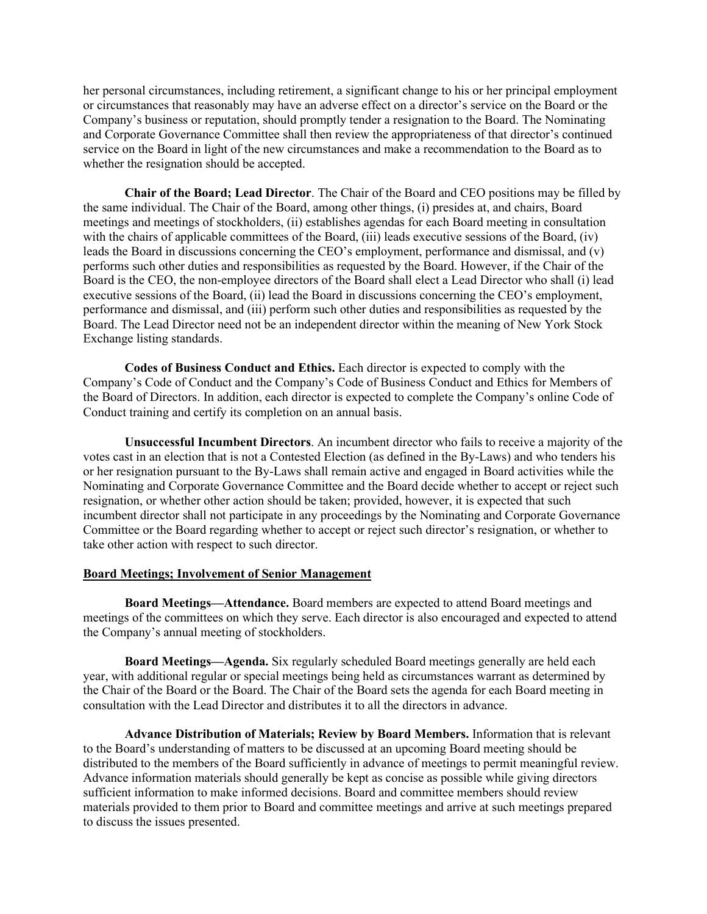her personal circumstances, including retirement, a significant change to his or her principal employment or circumstances that reasonably may have an adverse effect on a director's service on the Board or the Company's business or reputation, should promptly tender a resignation to the Board. The Nominating and Corporate Governance Committee shall then review the appropriateness of that director's continued service on the Board in light of the new circumstances and make a recommendation to the Board as to whether the resignation should be accepted.

**Chair of the Board; Lead Director**. The Chair of the Board and CEO positions may be filled by the same individual. The Chair of the Board, among other things, (i) presides at, and chairs, Board meetings and meetings of stockholders, (ii) establishes agendas for each Board meeting in consultation with the chairs of applicable committees of the Board, (iii) leads executive sessions of the Board, (iv) leads the Board in discussions concerning the CEO's employment, performance and dismissal, and (v) performs such other duties and responsibilities as requested by the Board. However, if the Chair of the Board is the CEO, the non-employee directors of the Board shall elect a Lead Director who shall (i) lead executive sessions of the Board, (ii) lead the Board in discussions concerning the CEO's employment, performance and dismissal, and (iii) perform such other duties and responsibilities as requested by the Board. The Lead Director need not be an independent director within the meaning of New York Stock Exchange listing standards.

**Codes of Business Conduct and Ethics.** Each director is expected to comply with the Company's Code of Conduct and the Company's Code of Business Conduct and Ethics for Members of the Board of Directors. In addition, each director is expected to complete the Company's online Code of Conduct training and certify its completion on an annual basis.

**Unsuccessful Incumbent Directors**. An incumbent director who fails to receive a majority of the votes cast in an election that is not a Contested Election (as defined in the By-Laws) and who tenders his or her resignation pursuant to the By-Laws shall remain active and engaged in Board activities while the Nominating and Corporate Governance Committee and the Board decide whether to accept or reject such resignation, or whether other action should be taken; provided, however, it is expected that such incumbent director shall not participate in any proceedings by the Nominating and Corporate Governance Committee or the Board regarding whether to accept or reject such director's resignation, or whether to take other action with respect to such director.

## Board Meetings; Involvement of Senior Management

**Board Meetings—Attendance.** Board members are expected to attend Board meetings and meetings of the committees on which they serve. Each director is also encouraged and expected to attend the Company's annual meeting of stockholders.

**Board Meetings—Agenda.** Six regularly scheduled Board meetings generally are held each year, with additional regular or special meetings being held as circumstances warrant as determined by the Chair of the Board or the Board. The Chair of the Board sets the agenda for each Board meeting in consultation with the Lead Director and distributes it to all the directors in advance.

**Advance Distribution of Materials; Review by Board Members.** Information that is relevant to the Board's understanding of matters to be discussed at an upcoming Board meeting should be distributed to the members of the Board sufficiently in advance of meetings to permit meaningful review. Advance information materials should generally be kept as concise as possible while giving directors sufficient information to make informed decisions. Board and committee members should review materials provided to them prior to Board and committee meetings and arrive at such meetings prepared to discuss the issues presented.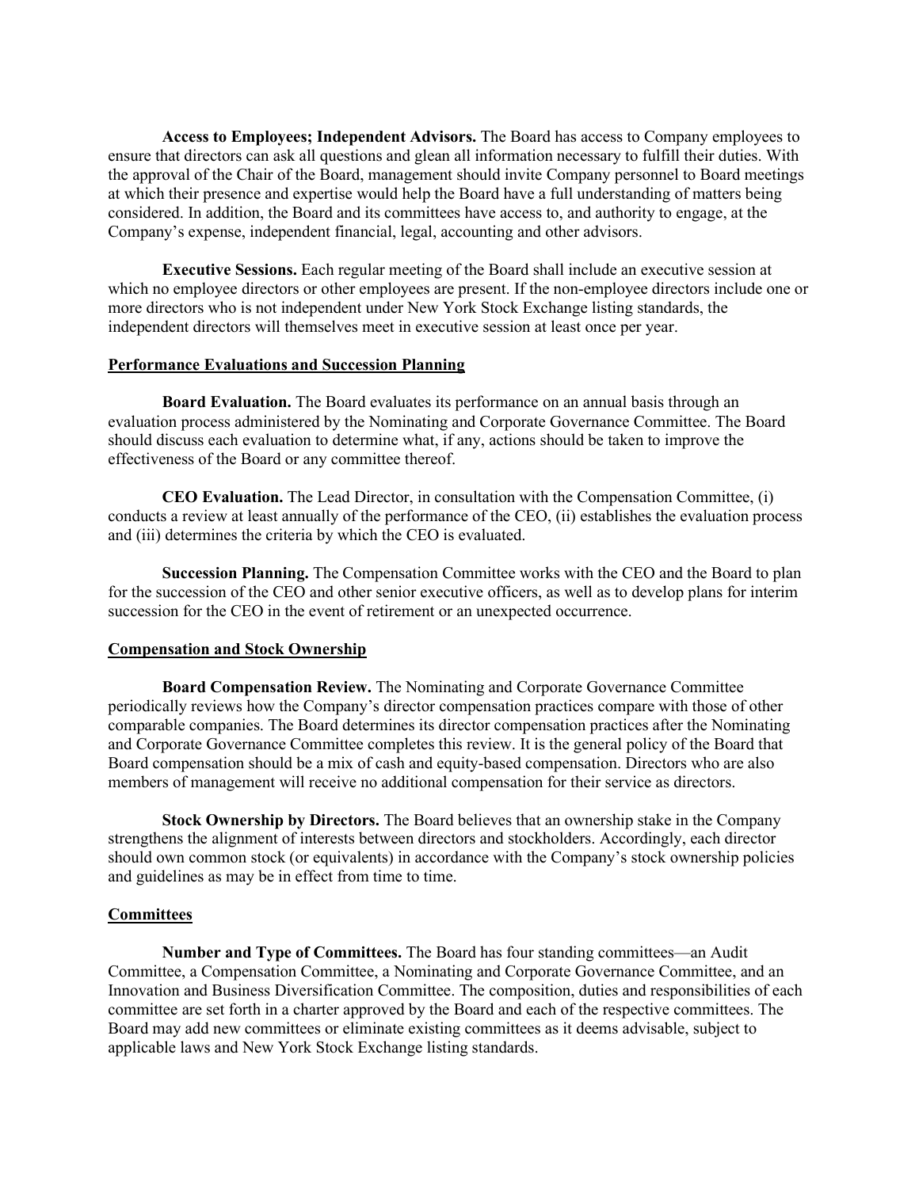**Access to Employees; Independent Advisors.** The Board has access to Company employees to ensure that directors can ask all questions and glean all information necessary to fulfill their duties. With the approval of the Chair of the Board, management should invite Company personnel to Board meetings at which their presence and expertise would help the Board have a full understanding of matters being considered. In addition, the Board and its committees have access to, and authority to engage, at the Company's expense, independent financial, legal, accounting and other advisors.

**Executive Sessions.** Each regular meeting of the Board shall include an executive session at which no employee directors or other employees are present. If the non-employee directors include one or more directors who is not independent under New York Stock Exchange listing standards, the independent directors will themselves meet in executive session at least once per year.

## Performance Evaluations and Succession Planning

**Board Evaluation.** The Board evaluates its performance on an annual basis through an evaluation process administered by the Nominating and Corporate Governance Committee. The Board should discuss each evaluation to determine what, if any, actions should be taken to improve the effectiveness of the Board or any committee thereof.

**CEO Evaluation.** The Lead Director, in consultation with the Compensation Committee, (i) conducts a review at least annually of the performance of the CEO, (ii) establishes the evaluation process and (iii) determines the criteria by which the CEO is evaluated.

**Succession Planning.** The Compensation Committee works with the CEO and the Board to plan for the succession of the CEO and other senior executive officers, as well as to develop plans for interim succession for the CEO in the event of retirement or an unexpected occurrence.

## Compensation and Stock Ownership

**Board Compensation Review.** The Nominating and Corporate Governance Committee periodically reviews how the Company's director compensation practices compare with those of other comparable companies. The Board determines its director compensation practices after the Nominating and Corporate Governance Committee completes this review. It is the general policy of the Board that Board compensation should be a mix of cash and equity-based compensation. Directors who are also members of management will receive no additional compensation for their service as directors.

**Stock Ownership by Directors.** The Board believes that an ownership stake in the Company strengthens the alignment of interests between directors and stockholders. Accordingly, each director should own common stock (or equivalents) in accordance with the Company's stock ownership policies and guidelines as may be in effect from time to time.

## Committees

**Number and Type of Committees.** The Board has four standing committees—an Audit Committee, a Compensation Committee, a Nominating and Corporate Governance Committee, and an Innovation and Business Diversification Committee. The composition, duties and responsibilities of each committee are set forth in a charter approved by the Board and each of the respective committees. The Board may add new committees or eliminate existing committees as it deems advisable, subject to applicable laws and New York Stock Exchange listing standards.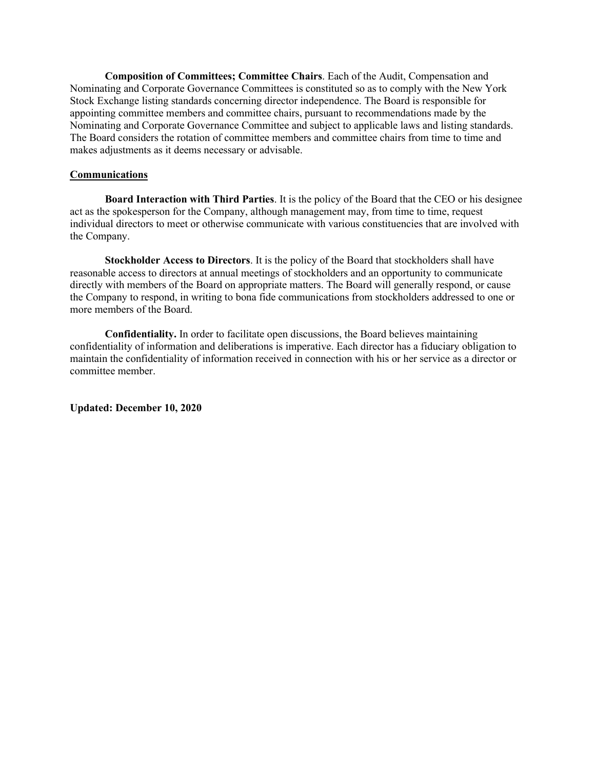**Composition of Committees; Committee Chairs**. Each of the Audit, Compensation and Nominating and Corporate Governance Committees is constituted so as to comply with the New York Stock Exchange listing standards concerning director independence. The Board is responsible for appointing committee members and committee chairs, pursuant to recommendations made by the Nominating and Corporate Governance Committee and subject to applicable laws and listing standards. The Board considers the rotation of committee members and committee chairs from time to time and makes adjustments as it deems necessary or advisable.

## Communications

**Board Interaction with Third Parties**. It is the policy of the Board that the CEO or his designee act as the spokesperson for the Company, although management may, from time to time, request individual directors to meet or otherwise communicate with various constituencies that are involved with the Company.

**Stockholder Access to Directors**. It is the policy of the Board that stockholders shall have reasonable access to directors at annual meetings of stockholders and an opportunity to communicate directly with members of the Board on appropriate matters. The Board will generally respond, or cause the Company to respond, in writing to bona fide communications from stockholders addressed to one or more members of the Board.

**Confidentiality.** In order to facilitate open discussions, the Board believes maintaining confidentiality of information and deliberations is imperative. Each director has a fiduciary obligation to maintain the confidentiality of information received in connection with his or her service as a director or committee member.

**Updated: December 10, 2020**